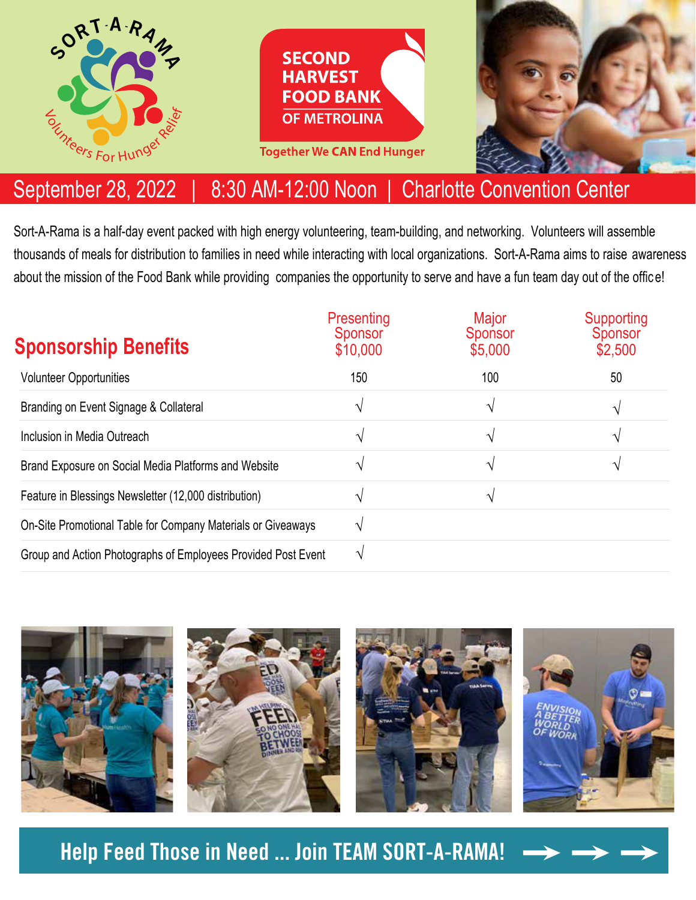SORT-A-RAMA

Volunteers For Hunger Relief

SECOND HARVEST FOOD BANK OF METROLINA

Together We CAN End Hunger

## September 28, 2022 | 8:30 AM-12:00 Noon | Charlotte Convention Center

Sort-A-Rama is a half-day event packed with high energy volunteering, team-building, and networking. Volunteers will assemble thousands of meals for distribution to families in need while interacting with local organizations. Sort-A-Rama aims to raise awareness about the mission of the Food Bank while providing companies the opportunity to serve and have a fun team day out of the office!

| Sponsorship Benefits | Presenting Sponsor $10,000 | Major Sponsor $5,000 | Supporting Sponsor $2,500 |
|---|---|---|---|
| Volunteer Opportunities | 150 | 100 | 50 |
| Branding on Event Signage & Collateral | √ | √ | √ |
| Inclusion in Media Outreach | √ | √ | √ |
| Brand Exposure on Social Media Platforms and Website | √ | √ | √ |
| Feature in Blessings Newsletter (12,000 distribution) | √ | √ | |
| On-Site Promotional Table for Company Materials or Giveaways | √ | | |
| Group and Action Photographs of Employees Provided Post Event | √ | | |

**Help Feed Those in Need ... Join TEAM SORT-A-RAMA!**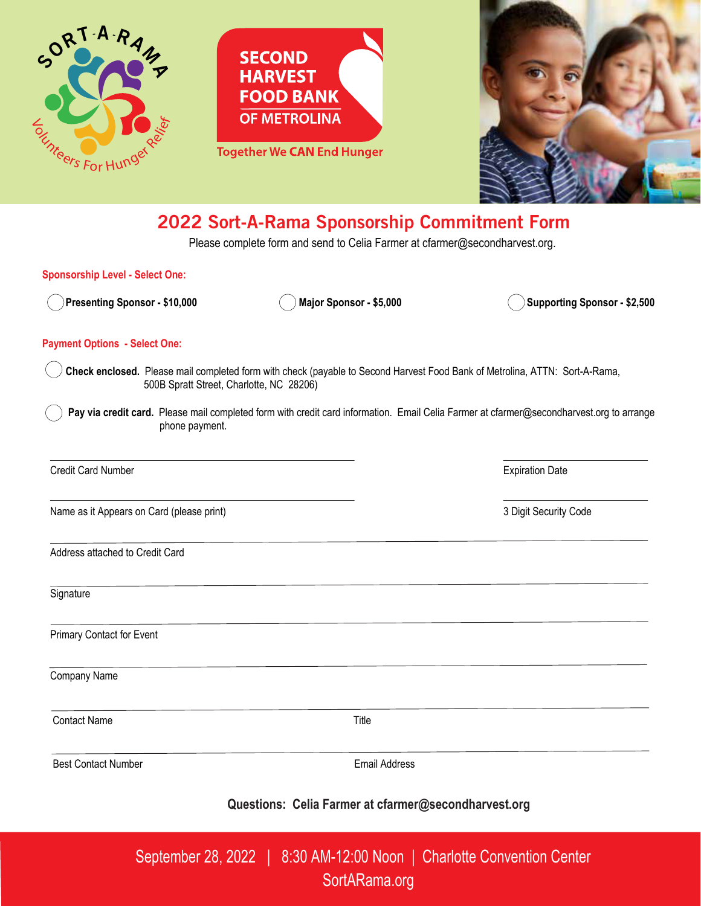SORT-A-RAMA

Volunteers For Hunger Relief

SECOND HARVEST FOOD BANK OF METROLINA

Together We CAN End Hunger

# 2022 Sort-A-Rama Sponsorship Commitment Form

Please complete form and send to Celia Farmer at cfarmer@secondharvest.org.

**Sponsorship Level - Select One:**

◯ **Presenting Sponsor - $10,000**

◯ **Major Sponsor - $5,000**

◯ **Supporting Sponsor - $2,500**

**Payment Options - Select One:**

◯ **Check enclosed.** Please mail completed form with check (payable to Second Harvest Food Bank of Metrolina, ATTN: Sort-A-Rama, 500B Spratt Street, Charlotte, NC 28206)

◯ **Pay via credit card.** Please mail completed form with credit card information. Email Celia Farmer at cfarmer@secondharvest.org to arrange phone payment.

Credit Card Number ______________________ Expiration Date ______________________

Name as it Appears on Card (please print) ______________________ 3 Digit Security Code ______________________

Address attached to Credit Card ______________________

Signature ______________________

Primary Contact for Event ______________________

Company Name ______________________

Contact Name ______________________ Title ______________________

Best Contact Number ______________________ Email Address ______________________

**Questions: Celia Farmer at cfarmer@secondharvest.org**

September 28, 2022 | 8:30 AM-12:00 Noon | Charlotte Convention Center

SortARama.org